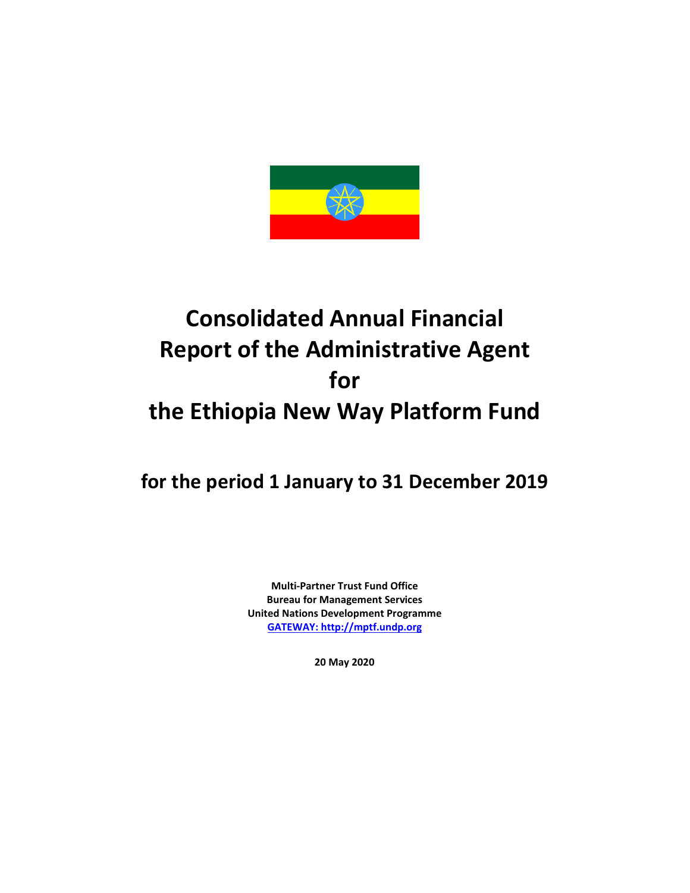# Consolidated Annual Financial Report of the Administrative Agent for the Ethiopia New Way Platform Fund

## for the period 1 January to 31 December 2019

**Multi-Partner Trust Fund Office**
**Bureau for Management Services**
**United Nations Development Programme**
**GATEWAY: http://mptf.undp.org**

**20 May 2020**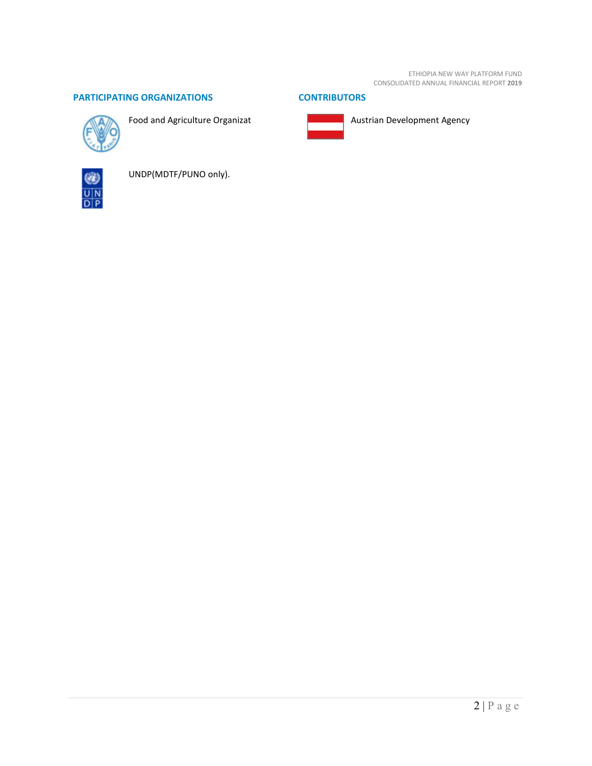## PARTICIPATING ORGANIZATIONS

Food and Agriculture Organizat

UNDP(MDTF/PUNO only).

## CONTRIBUTORS

Austrian Development Agency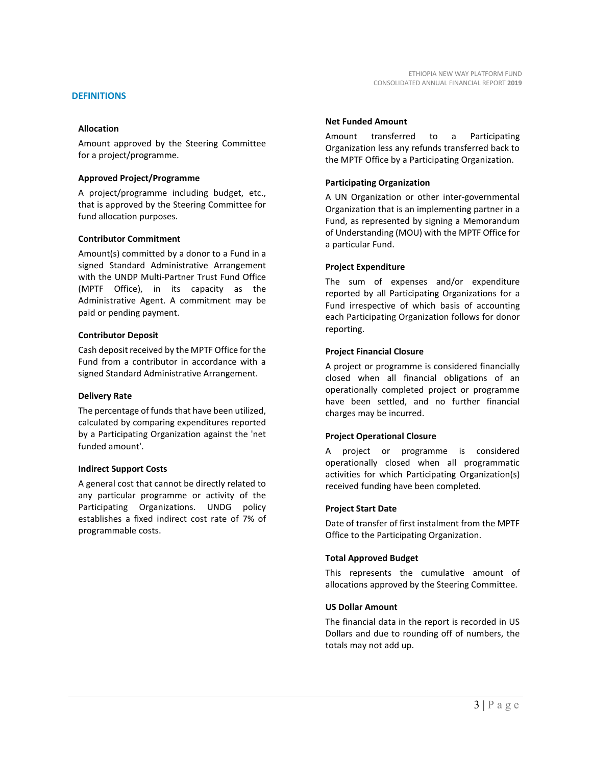## DEFINITIONS

**Allocation**

Amount approved by the Steering Committee for a project/programme.

**Approved Project/Programme**

A project/programme including budget, etc., that is approved by the Steering Committee for fund allocation purposes.

**Contributor Commitment**

Amount(s) committed by a donor to a Fund in a signed Standard Administrative Arrangement with the UNDP Multi-Partner Trust Fund Office (MPTF Office), in its capacity as the Administrative Agent. A commitment may be paid or pending payment.

**Contributor Deposit**

Cash deposit received by the MPTF Office for the Fund from a contributor in accordance with a signed Standard Administrative Arrangement.

**Delivery Rate**

The percentage of funds that have been utilized, calculated by comparing expenditures reported by a Participating Organization against the 'net funded amount'.

**Indirect Support Costs**

A general cost that cannot be directly related to any particular programme or activity of the Participating Organizations. UNDG policy establishes a fixed indirect cost rate of 7% of programmable costs.

**Net Funded Amount**

Amount transferred to a Participating Organization less any refunds transferred back to the MPTF Office by a Participating Organization.

**Participating Organization**

A UN Organization or other inter-governmental Organization that is an implementing partner in a Fund, as represented by signing a Memorandum of Understanding (MOU) with the MPTF Office for a particular Fund.

**Project Expenditure**

The sum of expenses and/or expenditure reported by all Participating Organizations for a Fund irrespective of which basis of accounting each Participating Organization follows for donor reporting.

**Project Financial Closure**

A project or programme is considered financially closed when all financial obligations of an operationally completed project or programme have been settled, and no further financial charges may be incurred.

**Project Operational Closure**

A project or programme is considered operationally closed when all programmatic activities for which Participating Organization(s) received funding have been completed.

**Project Start Date**

Date of transfer of first instalment from the MPTF Office to the Participating Organization.

**Total Approved Budget**

This represents the cumulative amount of allocations approved by the Steering Committee.

**US Dollar Amount**

The financial data in the report is recorded in US Dollars and due to rounding off of numbers, the totals may not add up.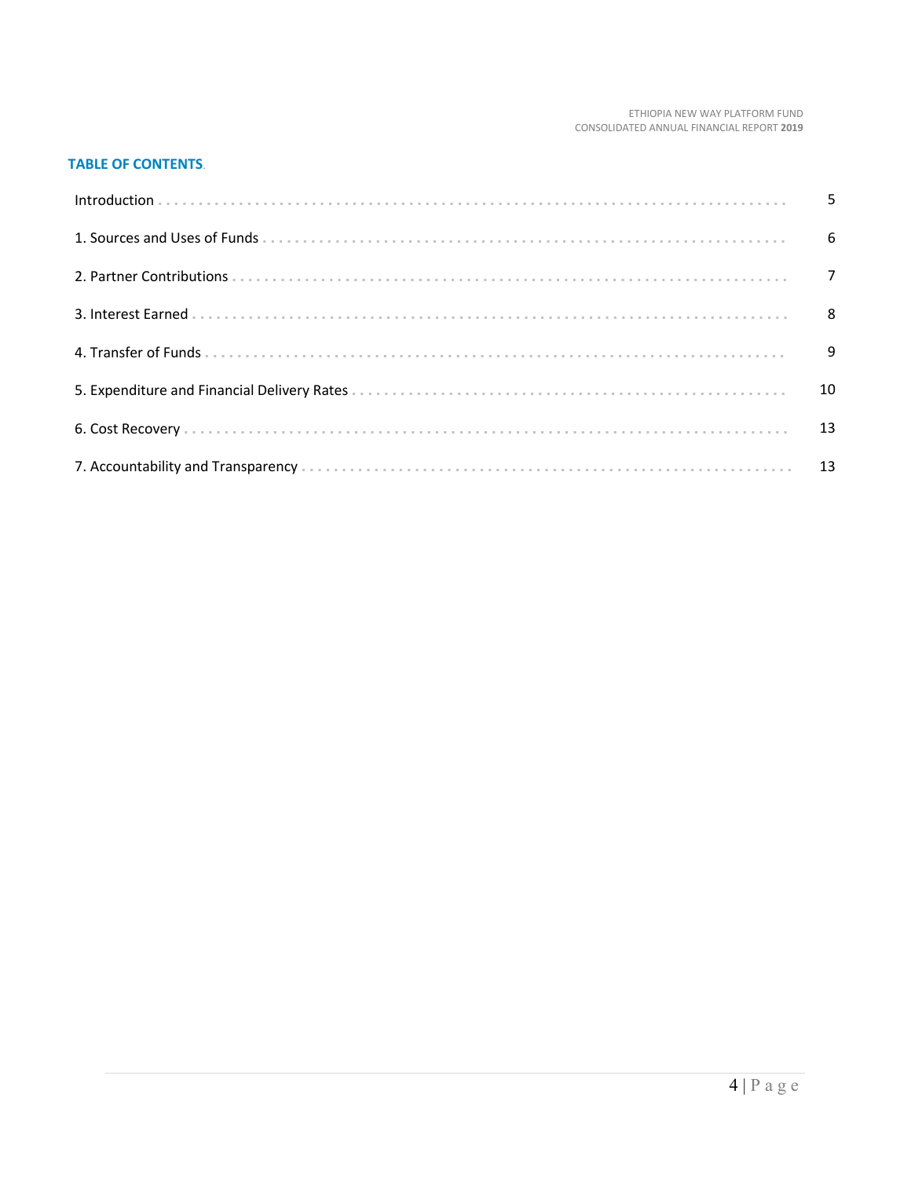## TABLE OF CONTENTS

| | |
|---|---|
| Introduction | 5 |
| 1. Sources and Uses of Funds | 6 |
| 2. Partner Contributions | 7 |
| 3. Interest Earned | 8 |
| 4. Transfer of Funds | 9 |
| 5. Expenditure and Financial Delivery Rates | 10 |
| 6. Cost Recovery | 13 |
| 7. Accountability and Transparency | 13 |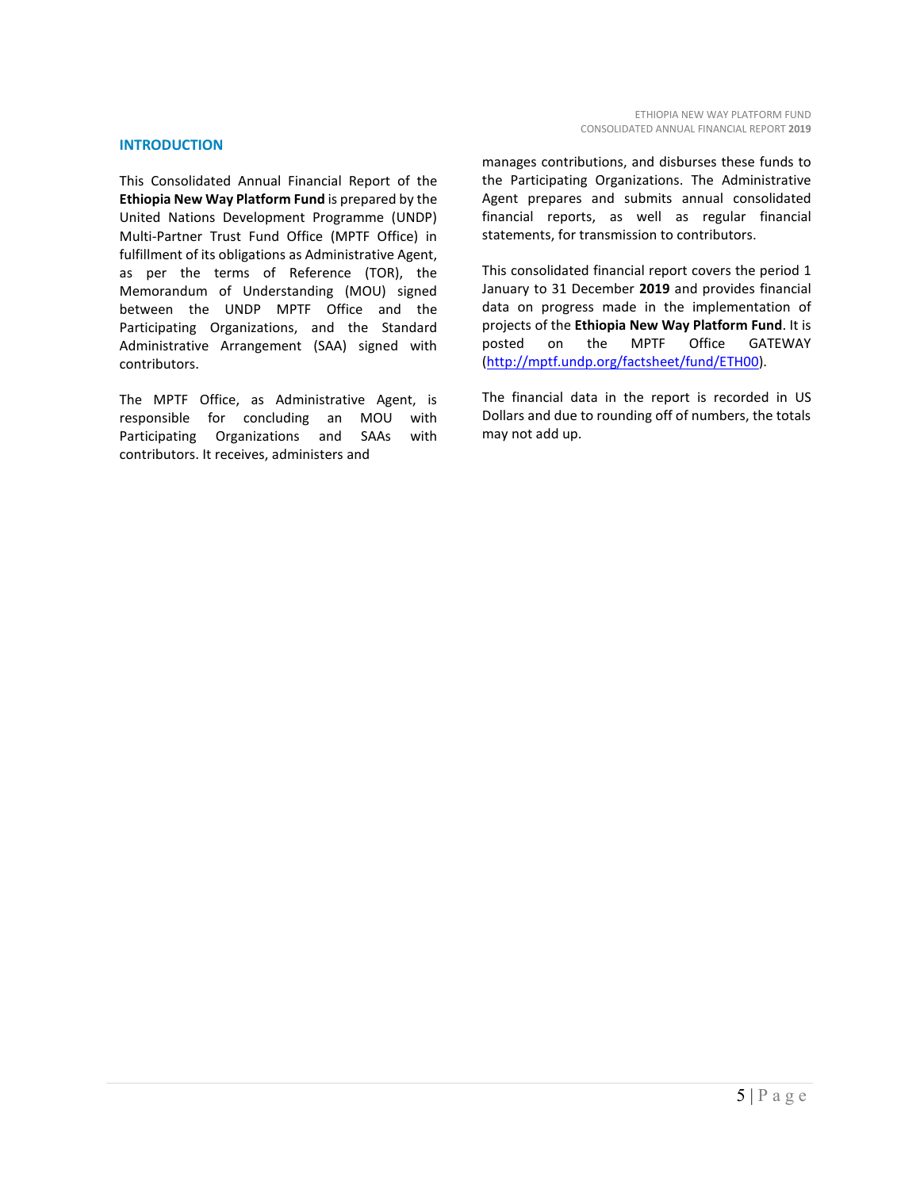## INTRODUCTION

This Consolidated Annual Financial Report of the **Ethiopia New Way Platform Fund** is prepared by the United Nations Development Programme (UNDP) Multi-Partner Trust Fund Office (MPTF Office) in fulfillment of its obligations as Administrative Agent, as per the terms of Reference (TOR), the Memorandum of Understanding (MOU) signed between the UNDP MPTF Office and the Participating Organizations, and the Standard Administrative Arrangement (SAA) signed with contributors.

The MPTF Office, as Administrative Agent, is responsible for concluding an MOU with Participating Organizations and SAAs with contributors. It receives, administers and manages contributions, and disburses these funds to the Participating Organizations. The Administrative Agent prepares and submits annual consolidated financial reports, as well as regular financial statements, for transmission to contributors.

This consolidated financial report covers the period 1 January to 31 December **2019** and provides financial data on progress made in the implementation of projects of the **Ethiopia New Way Platform Fund**. It is posted on the MPTF Office GATEWAY (http://mptf.undp.org/factsheet/fund/ETH00).

The financial data in the report is recorded in US Dollars and due to rounding off of numbers, the totals may not add up.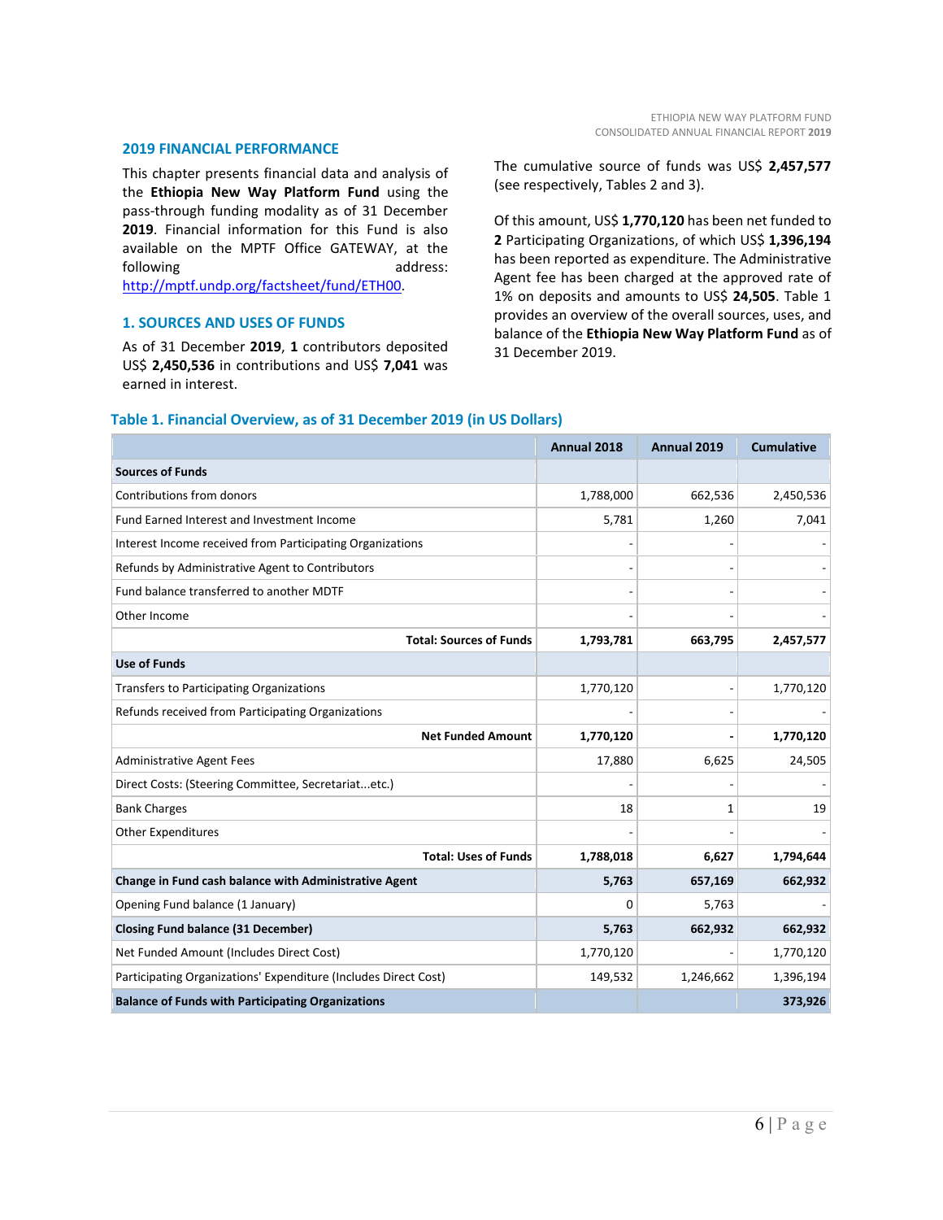## 2019 FINANCIAL PERFORMANCE

This chapter presents financial data and analysis of the **Ethiopia New Way Platform Fund** using the pass-through funding modality as of 31 December **2019**. Financial information for this Fund is also available on the MPTF Office GATEWAY, at the following address: http://mptf.undp.org/factsheet/fund/ETH00.

## 1. SOURCES AND USES OF FUNDS

As of 31 December **2019**, **1** contributors deposited US$ **2,450,536** in contributions and US$ **7,041** was earned in interest.

The cumulative source of funds was US$ **2,457,577** (see respectively, Tables 2 and 3).

Of this amount, US$ **1,770,120** has been net funded to **2** Participating Organizations, of which US$ **1,396,194** has been reported as expenditure. The Administrative Agent fee has been charged at the approved rate of 1% on deposits and amounts to US$ **24,505**. Table 1 provides an overview of the overall sources, uses, and balance of the **Ethiopia New Way Platform Fund** as of 31 December 2019.

### Table 1. Financial Overview, as of 31 December 2019 (in US Dollars)

| | Annual 2018 | Annual 2019 | Cumulative |
|---|---|---|---|
| **Sources of Funds** | | | |
| Contributions from donors | 1,788,000 | 662,536 | 2,450,536 |
| Fund Earned Interest and Investment Income | 5,781 | 1,260 | 7,041 |
| Interest Income received from Participating Organizations | - | - | - |
| Refunds by Administrative Agent to Contributors | - | - | - |
| Fund balance transferred to another MDTF | - | - | - |
| Other Income | - | - | - |
| **Total: Sources of Funds** | **1,793,781** | **663,795** | **2,457,577** |
| **Use of Funds** | | | |
| Transfers to Participating Organizations | 1,770,120 | - | 1,770,120 |
| Refunds received from Participating Organizations | - | - | - |
| **Net Funded Amount** | **1,770,120** | **-** | **1,770,120** |
| Administrative Agent Fees | 17,880 | 6,625 | 24,505 |
| Direct Costs: (Steering Committee, Secretariat...etc.) | - | - | - |
| Bank Charges | 18 | 1 | 19 |
| Other Expenditures | - | - | - |
| **Total: Uses of Funds** | **1,788,018** | **6,627** | **1,794,644** |
| **Change in Fund cash balance with Administrative Agent** | **5,763** | **657,169** | **662,932** |
| Opening Fund balance (1 January) | 0 | 5,763 | - |
| **Closing Fund balance (31 December)** | **5,763** | **662,932** | **662,932** |
| Net Funded Amount (Includes Direct Cost) | 1,770,120 | - | 1,770,120 |
| Participating Organizations' Expenditure (Includes Direct Cost) | 149,532 | 1,246,662 | 1,396,194 |
| **Balance of Funds with Participating Organizations** | | | **373,926** |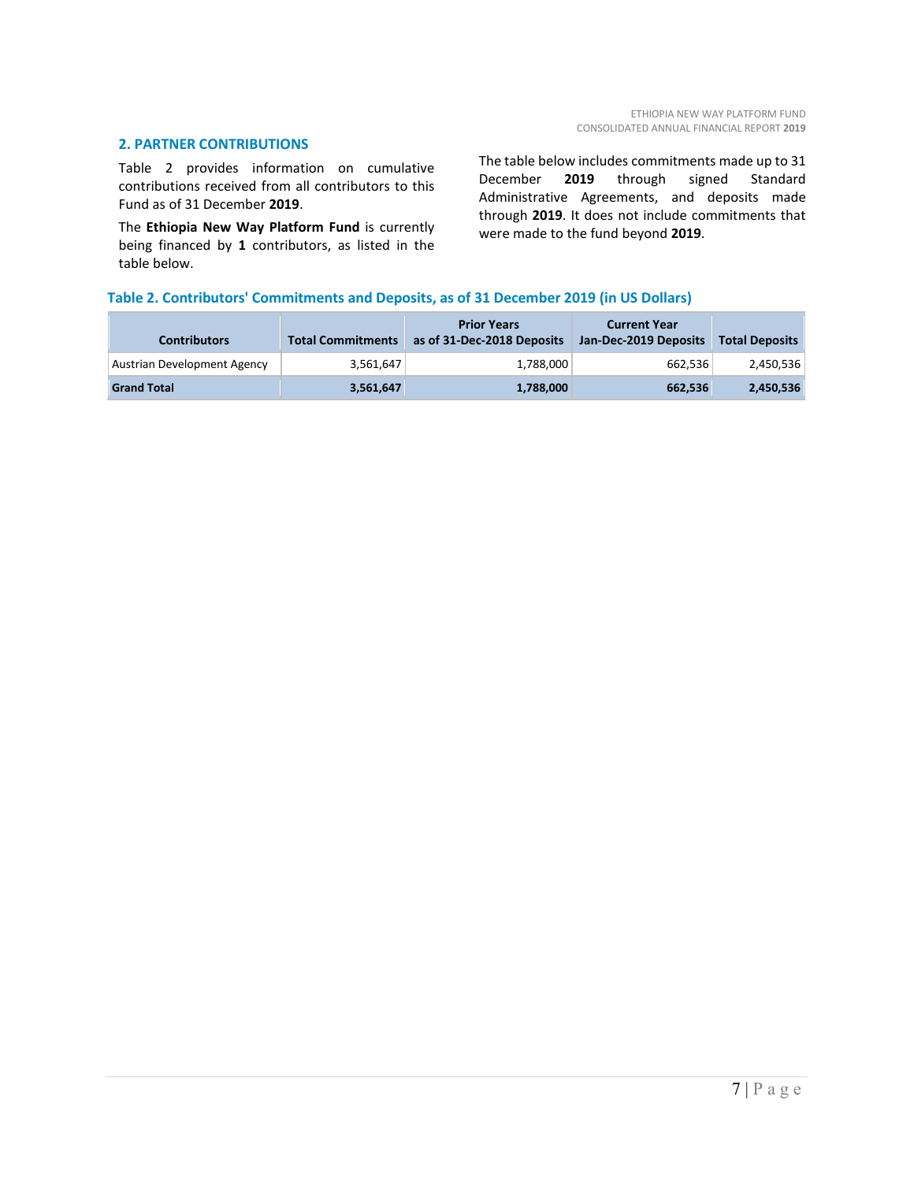## 2. PARTNER CONTRIBUTIONS

Table 2 provides information on cumulative contributions received from all contributors to this Fund as of 31 December **2019**.

The **Ethiopia New Way Platform Fund** is currently being financed by **1** contributors, as listed in the table below.

The table below includes commitments made up to 31 December **2019** through signed Standard Administrative Agreements, and deposits made through **2019**. It does not include commitments that were made to the fund beyond **2019**.

### Table 2. Contributors' Commitments and Deposits, as of 31 December 2019 (in US Dollars)

| Contributors | Total Commitments | Prior Years as of 31-Dec-2018 Deposits | Current Year Jan-Dec-2019 Deposits | Total Deposits |
|---|---|---|---|---|
| Austrian Development Agency | 3,561,647 | 1,788,000 | 662,536 | 2,450,536 |
| **Grand Total** | **3,561,647** | **1,788,000** | **662,536** | **2,450,536** |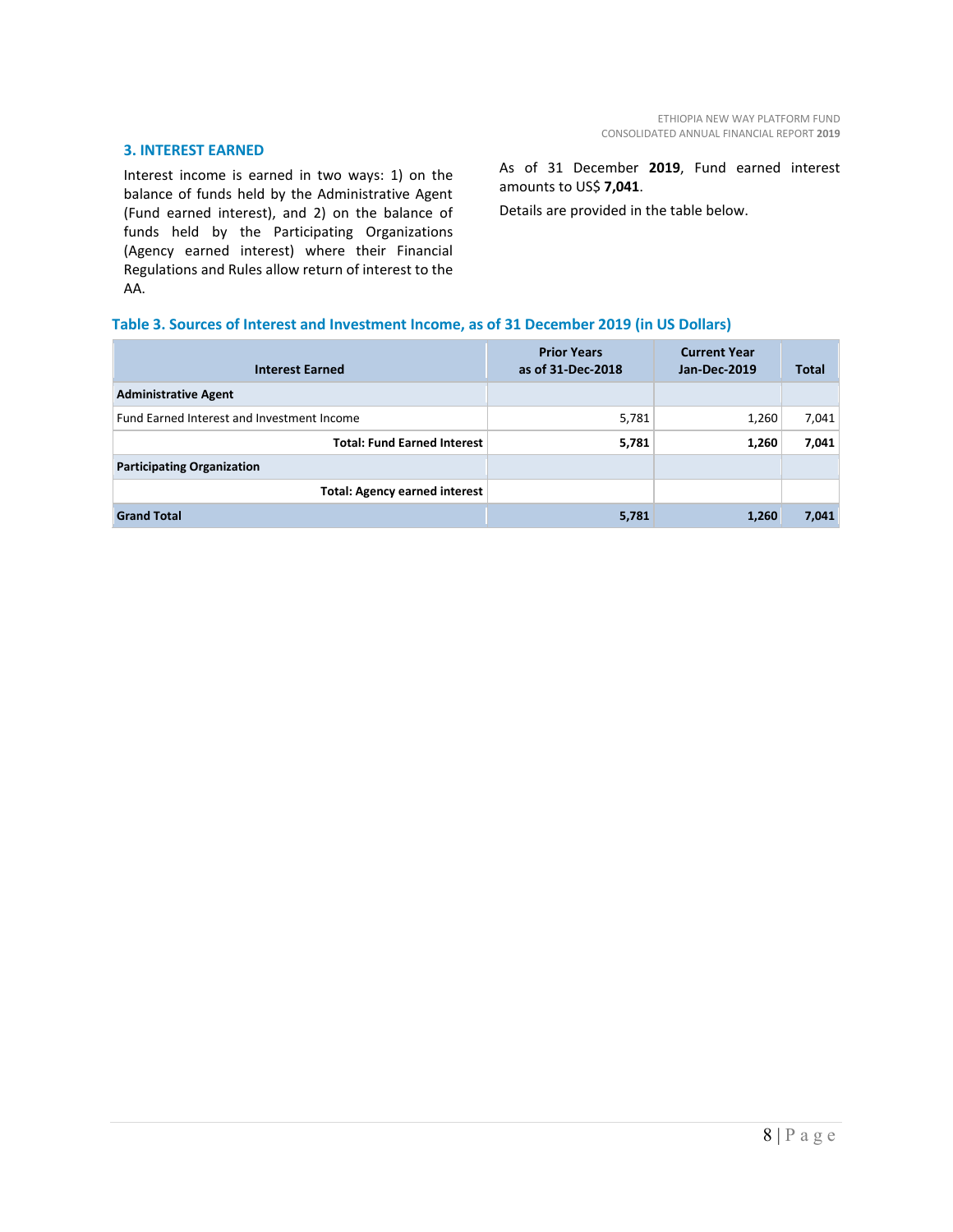## 3. INTEREST EARNED

Interest income is earned in two ways: 1) on the balance of funds held by the Administrative Agent (Fund earned interest), and 2) on the balance of funds held by the Participating Organizations (Agency earned interest) where their Financial Regulations and Rules allow return of interest to the AA.

As of 31 December **2019**, Fund earned interest amounts to US$ **7,041**.

Details are provided in the table below.

**Table 3. Sources of Interest and Investment Income, as of 31 December 2019 (in US Dollars)**

| Interest Earned | Prior Years as of 31-Dec-2018 | Current Year Jan-Dec-2019 | Total |
|---|---|---|---|
| **Administrative Agent** | | | |
| Fund Earned Interest and Investment Income | 5,781 | 1,260 | 7,041 |
| **Total: Fund Earned Interest** | **5,781** | **1,260** | **7,041** |
| **Participating Organization** | | | |
| **Total: Agency earned interest** | | | |
| **Grand Total** | **5,781** | **1,260** | **7,041** |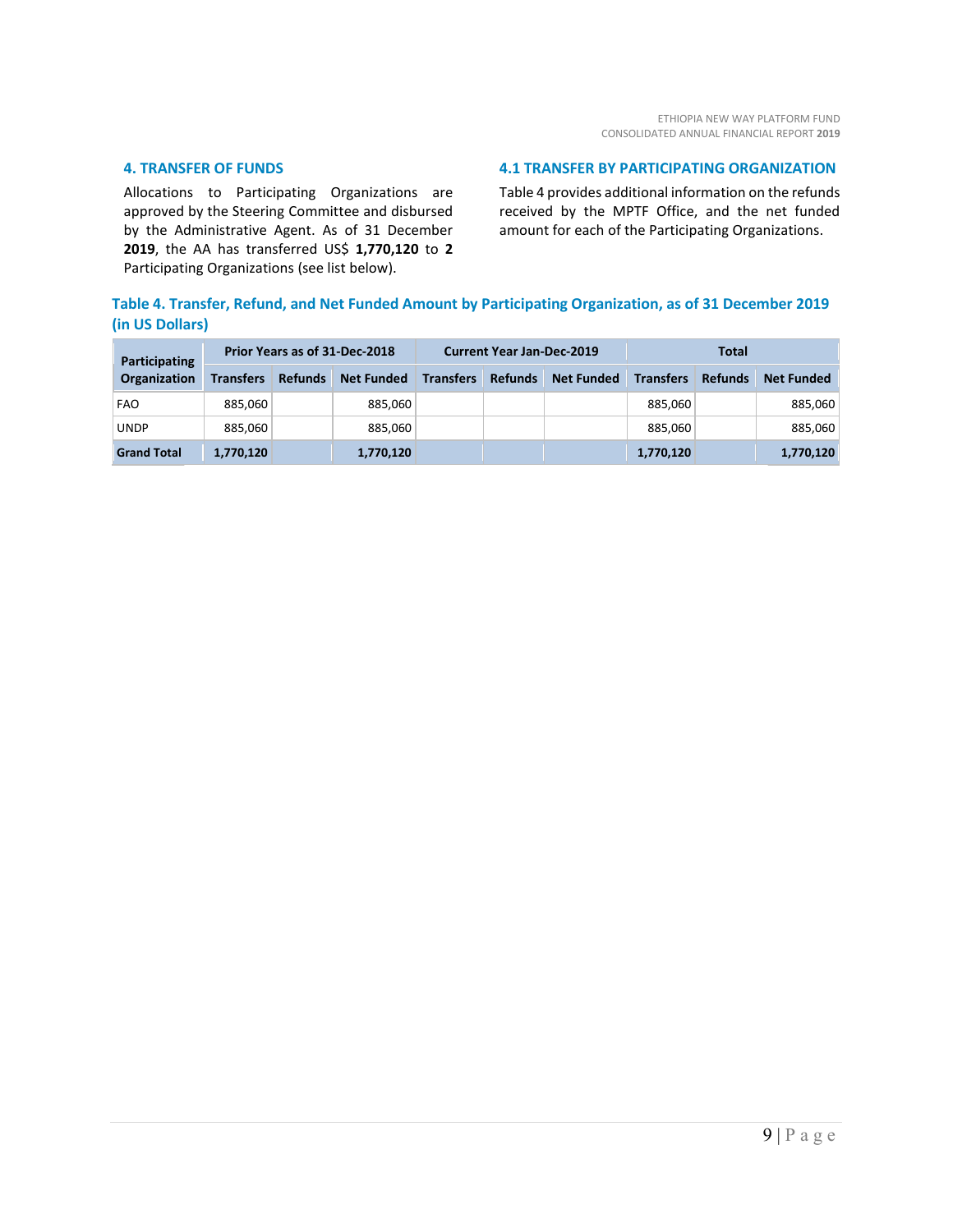## 4. TRANSFER OF FUNDS

Allocations to Participating Organizations are approved by the Steering Committee and disbursed by the Administrative Agent. As of 31 December **2019**, the AA has transferred US$ **1,770,120** to **2** Participating Organizations (see list below).

## 4.1 TRANSFER BY PARTICIPATING ORGANIZATION

Table 4 provides additional information on the refunds received by the MPTF Office, and the net funded amount for each of the Participating Organizations.

### Table 4. Transfer, Refund, and Net Funded Amount by Participating Organization, as of 31 December 2019 (in US Dollars)

| Participating Organization | Prior Years as of 31-Dec-2018 | | | Current Year Jan-Dec-2019 | | | Total | | |
|---|---|---|---|---|---|---|---|---|---|
| | Transfers | Refunds | Net Funded | Transfers | Refunds | Net Funded | Transfers | Refunds | Net Funded |
| FAO | 885,060 | | 885,060 | | | | 885,060 | | 885,060 |
| UNDP | 885,060 | | 885,060 | | | | 885,060 | | 885,060 |
| **Grand Total** | **1,770,120** | | **1,770,120** | | | | **1,770,120** | | **1,770,120** |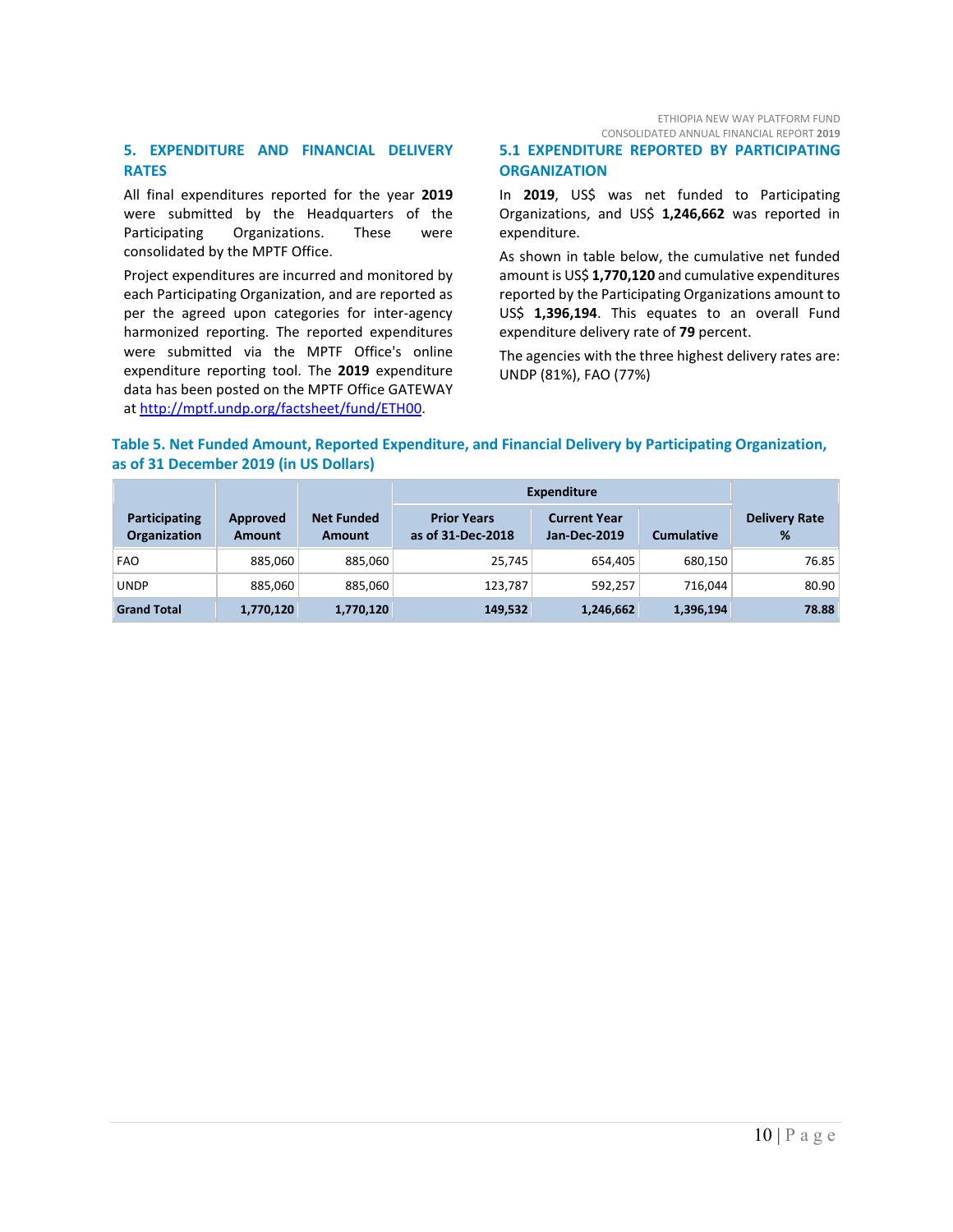## 5. EXPENDITURE AND FINANCIAL DELIVERY RATES

All final expenditures reported for the year **2019** were submitted by the Headquarters of the Participating Organizations. These were consolidated by the MPTF Office.

Project expenditures are incurred and monitored by each Participating Organization, and are reported as per the agreed upon categories for inter-agency harmonized reporting. The reported expenditures were submitted via the MPTF Office's online expenditure reporting tool. The **2019** expenditure data has been posted on the MPTF Office GATEWAY at http://mptf.undp.org/factsheet/fund/ETH00.

### 5.1 EXPENDITURE REPORTED BY PARTICIPATING ORGANIZATION

In **2019**, US$ was net funded to Participating Organizations, and US$ **1,246,662** was reported in expenditure.

As shown in table below, the cumulative net funded amount is US$ **1,770,120** and cumulative expenditures reported by the Participating Organizations amount to US$ **1,396,194**. This equates to an overall Fund expenditure delivery rate of **79** percent.

The agencies with the three highest delivery rates are: UNDP (81%), FAO (77%)

**Table 5. Net Funded Amount, Reported Expenditure, and Financial Delivery by Participating Organization, as of 31 December 2019 (in US Dollars)**

| Participating Organization | Approved Amount | Net Funded Amount | Expenditure | | | Delivery Rate % |
|---|---|---|---|---|---|---|
| | | | Prior Years as of 31-Dec-2018 | Current Year Jan-Dec-2019 | Cumulative | |
| FAO | 885,060 | 885,060 | 25,745 | 654,405 | 680,150 | 76.85 |
| UNDP | 885,060 | 885,060 | 123,787 | 592,257 | 716,044 | 80.90 |
| **Grand Total** | **1,770,120** | **1,770,120** | **149,532** | **1,246,662** | **1,396,194** | **78.88** |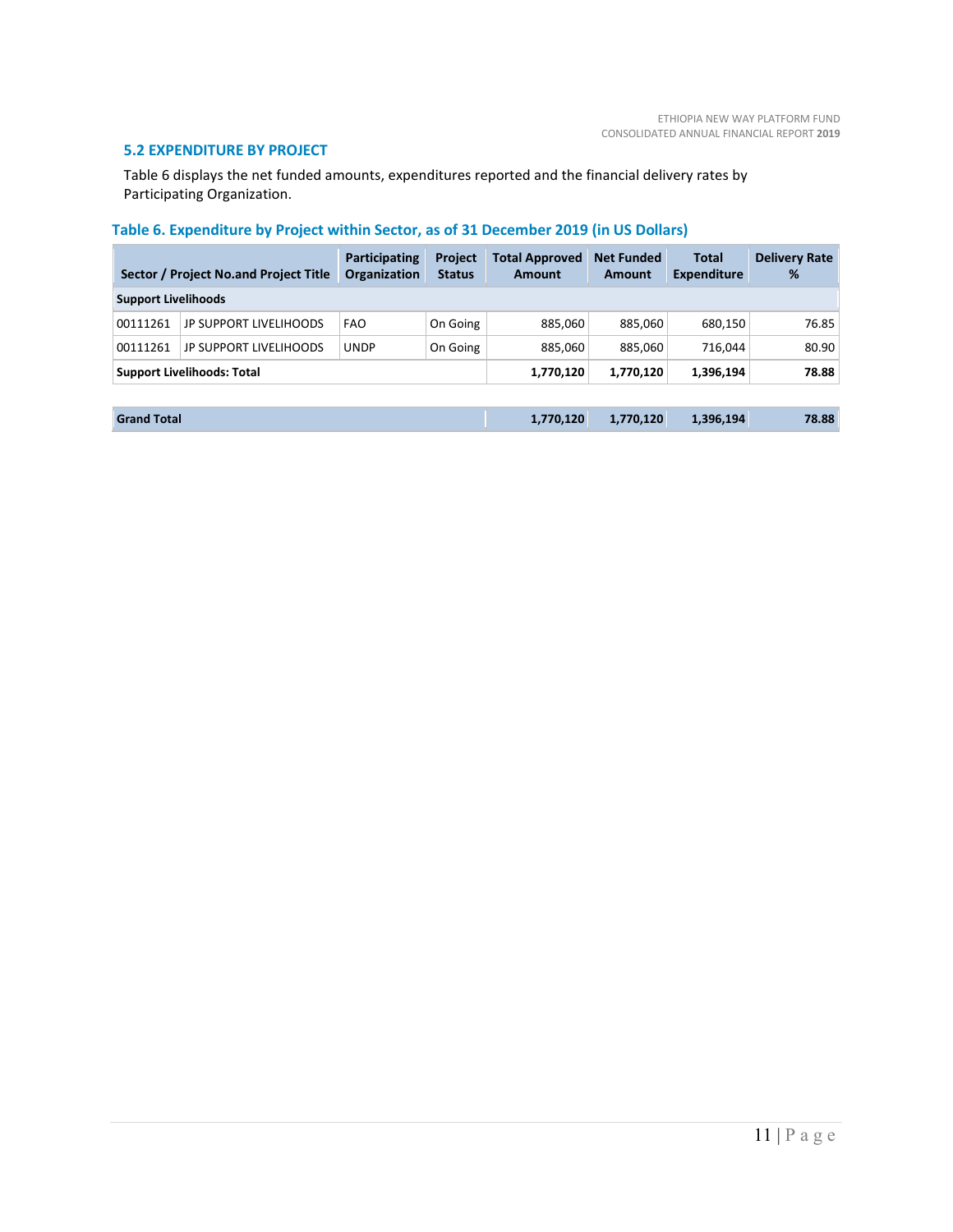## 5.2 EXPENDITURE BY PROJECT

Table 6 displays the net funded amounts, expenditures reported and the financial delivery rates by Participating Organization.

### Table 6. Expenditure by Project within Sector, as of 31 December 2019 (in US Dollars)

| Sector / Project No.and Project Title | | Participating Organization | Project Status | Total Approved Amount | Net Funded Amount | Total Expenditure | Delivery Rate % |
|---|---|---|---|---|---|---|---|
| **Support Livelihoods** | | | | | | | |
| 00111261 | JP SUPPORT LIVELIHOODS | FAO | On Going | 885,060 | 885,060 | 680,150 | 76.85 |
| 00111261 | JP SUPPORT LIVELIHOODS | UNDP | On Going | 885,060 | 885,060 | 716,044 | 80.90 |
| **Support Livelihoods: Total** | | | | **1,770,120** | **1,770,120** | **1,396,194** | **78.88** |
| | | | | | | | |
| **Grand Total** | | | | **1,770,120** | **1,770,120** | **1,396,194** | **78.88** |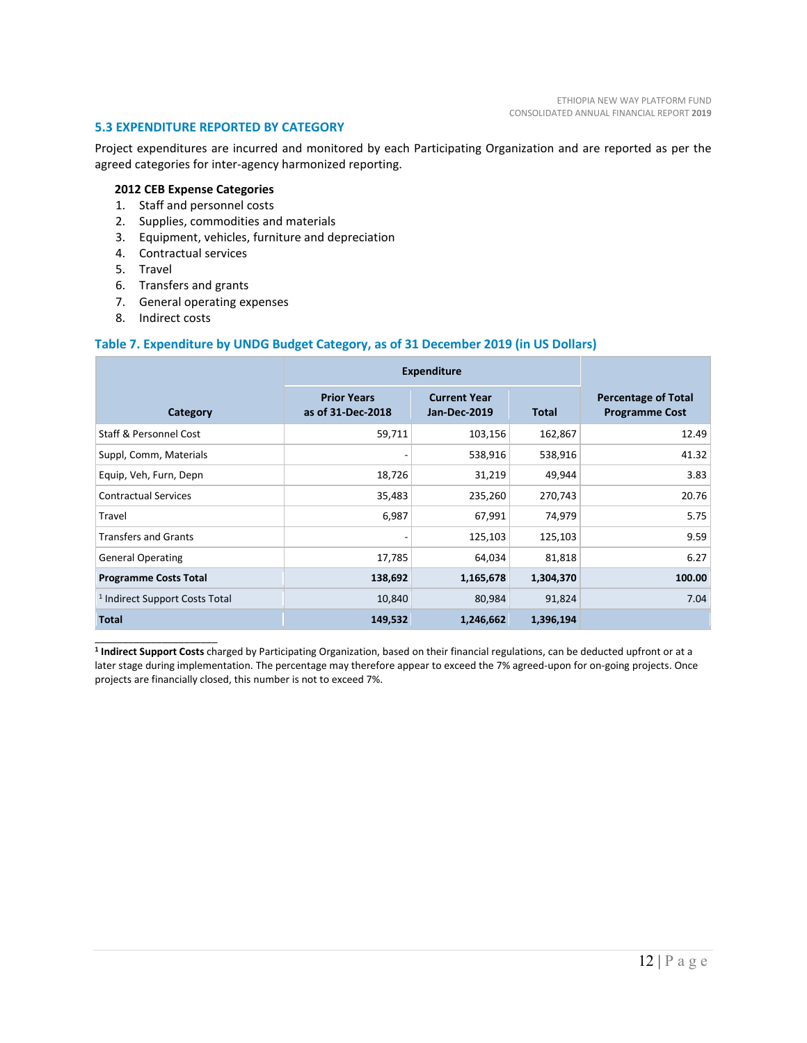### 5.3 EXPENDITURE REPORTED BY CATEGORY

Project expenditures are incurred and monitored by each Participating Organization and are reported as per the agreed categories for inter-agency harmonized reporting.

**2012 CEB Expense Categories**

1. Staff and personnel costs
2. Supplies, commodities and materials
3. Equipment, vehicles, furniture and depreciation
4. Contractual services
5. Travel
6. Transfers and grants
7. General operating expenses
8. Indirect costs

#### Table 7. Expenditure by UNDG Budget Category, as of 31 December 2019 (in US Dollars)

| Category | Expenditure | | | Percentage of Total Programme Cost |
|---|---|---|---|---|
| | Prior Years as of 31-Dec-2018 | Current Year Jan-Dec-2019 | Total | |
| Staff & Personnel Cost | 59,711 | 103,156 | 162,867 | 12.49 |
| Suppl, Comm, Materials | - | 538,916 | 538,916 | 41.32 |
| Equip, Veh, Furn, Depn | 18,726 | 31,219 | 49,944 | 3.83 |
| Contractual Services | 35,483 | 235,260 | 270,743 | 20.76 |
| Travel | 6,987 | 67,991 | 74,979 | 5.75 |
| Transfers and Grants | - | 125,103 | 125,103 | 9.59 |
| General Operating | 17,785 | 64,034 | 81,818 | 6.27 |
| **Programme Costs Total** | **138,692** | **1,165,678** | **1,304,370** | **100.00** |
| [1] Indirect Support Costs Total | 10,840 | 80,984 | 91,824 | 7.04 |
| **Total** | **149,532** | **1,246,662** | **1,396,194** | |

[1] **Indirect Support Costs** charged by Participating Organization, based on their financial regulations, can be deducted upfront or at a later stage during implementation. The percentage may therefore appear to exceed the 7% agreed-upon for on-going projects. Once projects are financially closed, this number is not to exceed 7%.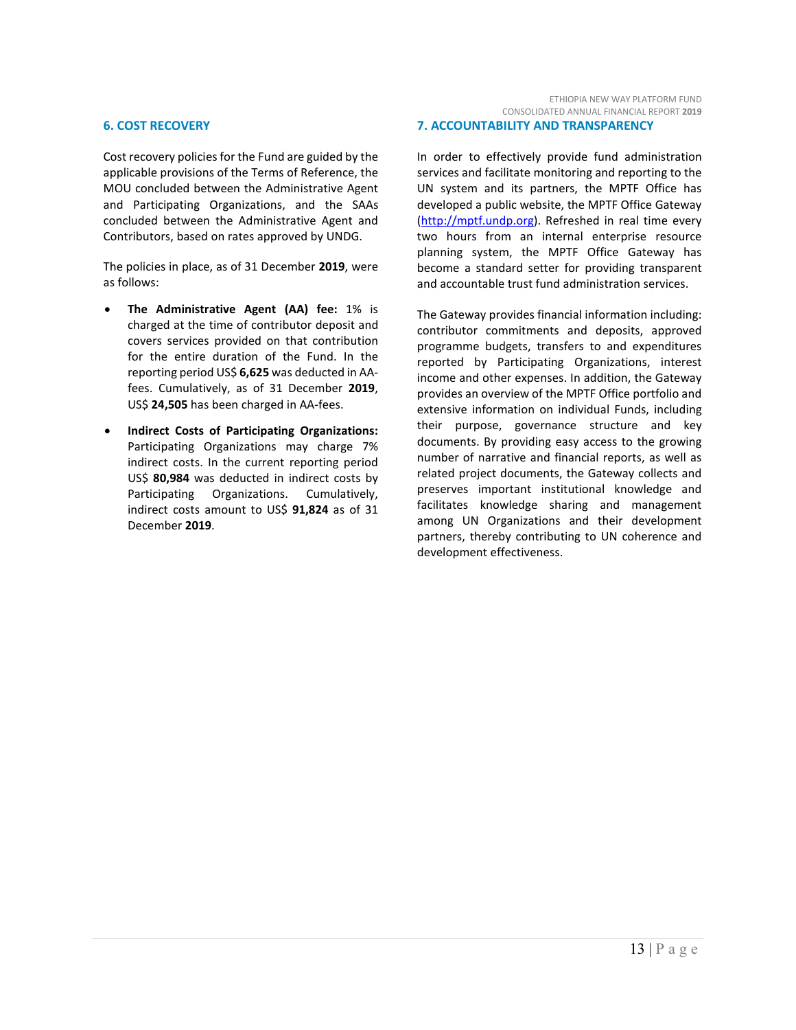## 6. COST RECOVERY

Cost recovery policies for the Fund are guided by the applicable provisions of the Terms of Reference, the MOU concluded between the Administrative Agent and Participating Organizations, and the SAAs concluded between the Administrative Agent and Contributors, based on rates approved by UNDG.

The policies in place, as of 31 December **2019**, were as follows:

- **The Administrative Agent (AA) fee:** 1% is charged at the time of contributor deposit and covers services provided on that contribution for the entire duration of the Fund. In the reporting period US$ **6,625** was deducted in AA-fees. Cumulatively, as of 31 December **2019**, US$ **24,505** has been charged in AA-fees.
- **Indirect Costs of Participating Organizations:** Participating Organizations may charge 7% indirect costs. In the current reporting period US$ **80,984** was deducted in indirect costs by Participating Organizations. Cumulatively, indirect costs amount to US$ **91,824** as of 31 December **2019**.

## 7. ACCOUNTABILITY AND TRANSPARENCY

In order to effectively provide fund administration services and facilitate monitoring and reporting to the UN system and its partners, the MPTF Office has developed a public website, the MPTF Office Gateway (http://mptf.undp.org). Refreshed in real time every two hours from an internal enterprise resource planning system, the MPTF Office Gateway has become a standard setter for providing transparent and accountable trust fund administration services.

The Gateway provides financial information including: contributor commitments and deposits, approved programme budgets, transfers to and expenditures reported by Participating Organizations, interest income and other expenses. In addition, the Gateway provides an overview of the MPTF Office portfolio and extensive information on individual Funds, including their purpose, governance structure and key documents. By providing easy access to the growing number of narrative and financial reports, as well as related project documents, the Gateway collects and preserves important institutional knowledge and facilitates knowledge sharing and management among UN Organizations and their development partners, thereby contributing to UN coherence and development effectiveness.